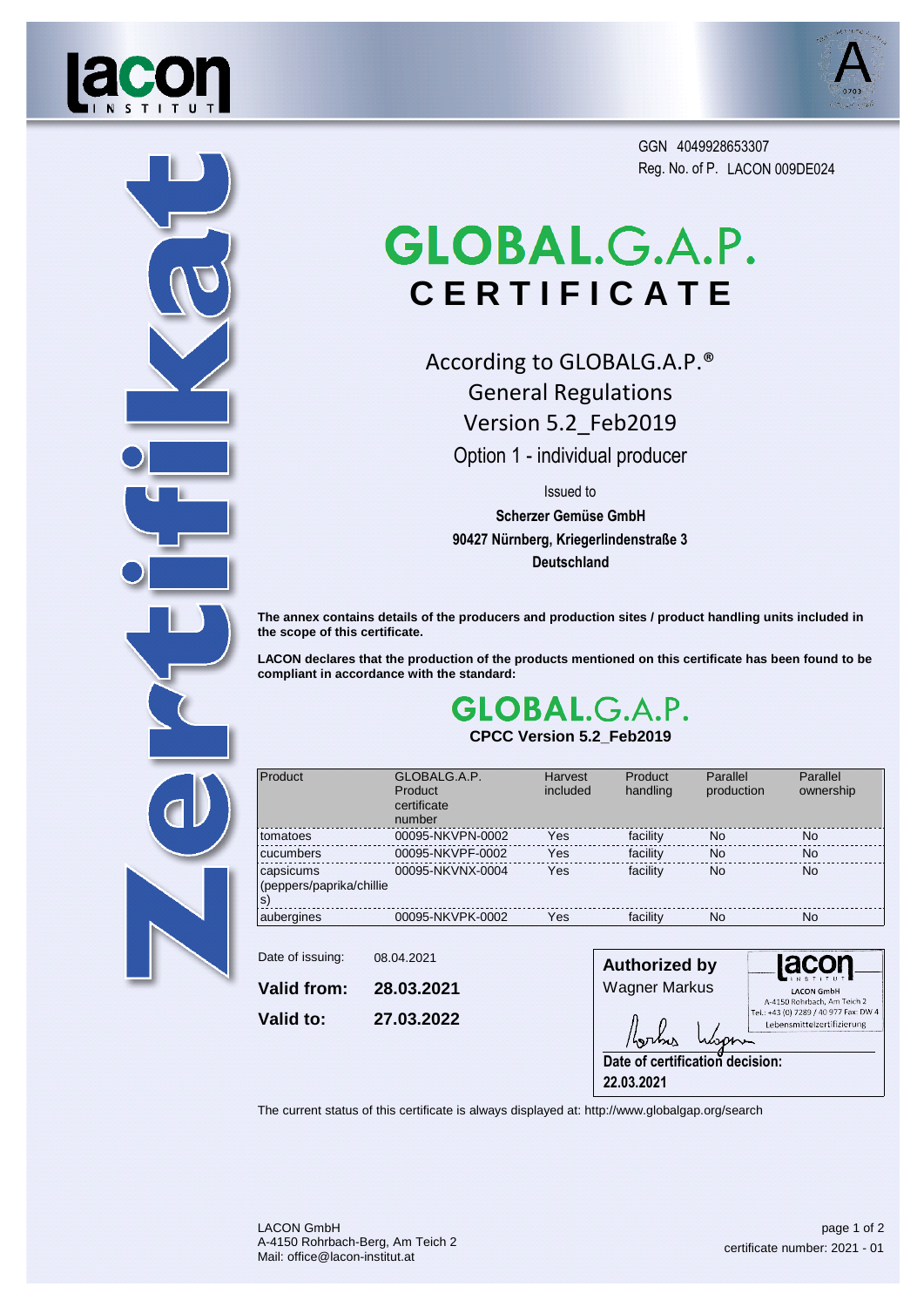GGN 4049928653307
Reg. No. of P. LACON 009DE024

# GLOBALG.A.P.
# CERTIFICATE

According to GLOBALG.A.P.®
General Regulations
Version 5.2_Feb2019

Option 1 - individual producer

Issued to

**Scherzer Gemüse GmbH**
**90427 Nürnberg, Kriegerlindenstraße 3**
**Deutschland**

**The annex contains details of the producers and production sites / product handling units included in the scope of this certificate.**

**LACON declares that the production of the products mentioned on this certificate has been found to be compliant in accordance with the standard:**

## GLOBALG.A.P.
**CPCC Version 5.2_Feb2019**

| Product | GLOBALG.A.P. Product certificate number | Harvest included | Product handling | Parallel production | Parallel ownership |
|---|---|---|---|---|---|
| tomatoes | 00095-NKVPN-0002 | Yes | facility | No | No |
| cucumbers | 00095-NKVPF-0002 | Yes | facility | No | No |
| capsicums (peppers/paprika/chillies) | 00095-NKVNX-0004 | Yes | facility | No | No |
| aubergines | 00095-NKVPK-0002 | Yes | facility | No | No |

Date of issuing: 08.04.2021

**Valid from: 28.03.2021**

**Valid to: 27.03.2022**

**Authorized by**
Wagner Markus

LACON GmbH
A-4150 Rohrbach, Am Teich 2
Tel.: +43 (0) 7289 / 40 977 Fax: DW 4
Lebensmittelzertifizierung

**Date of certification decision:**
**22.03.2021**

The current status of this certificate is always displayed at: http://www.globalgap.org/search

LACON GmbH
A-4150 Rohrbach-Berg, Am Teich 2
Mail: office@lacon-institut.at

certificate number: 2021 - 01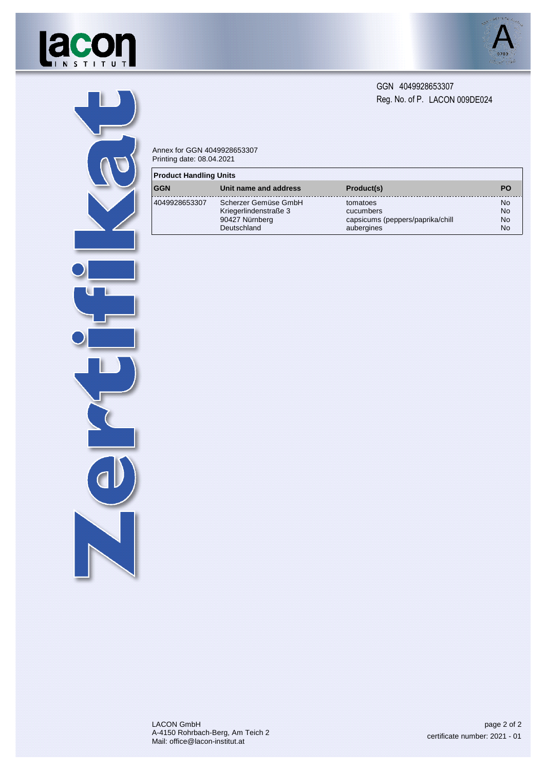GGN 4049928653307
Reg. No. of P. LACON 009DE024

Annex for GGN 4049928653307
Printing date: 08.04.2021

**Product Handling Units**

| GGN | Unit name and address | Product(s) | PO |
|---|---|---|---|
| 4049928653307 | Scherzer Gemüse GmbH<br>Kriegerlindenstraße 3<br>90427 Nürnberg<br>Deutschland | tomatoes<br>cucumbers<br>capsicums (peppers/paprika/chill<br>aubergines | No<br>No<br>No<br>No |

LACON GmbH
A-4150 Rohrbach-Berg, Am Teich 2
Mail: office@lacon-institut.at

certificate number: 2021 - 01